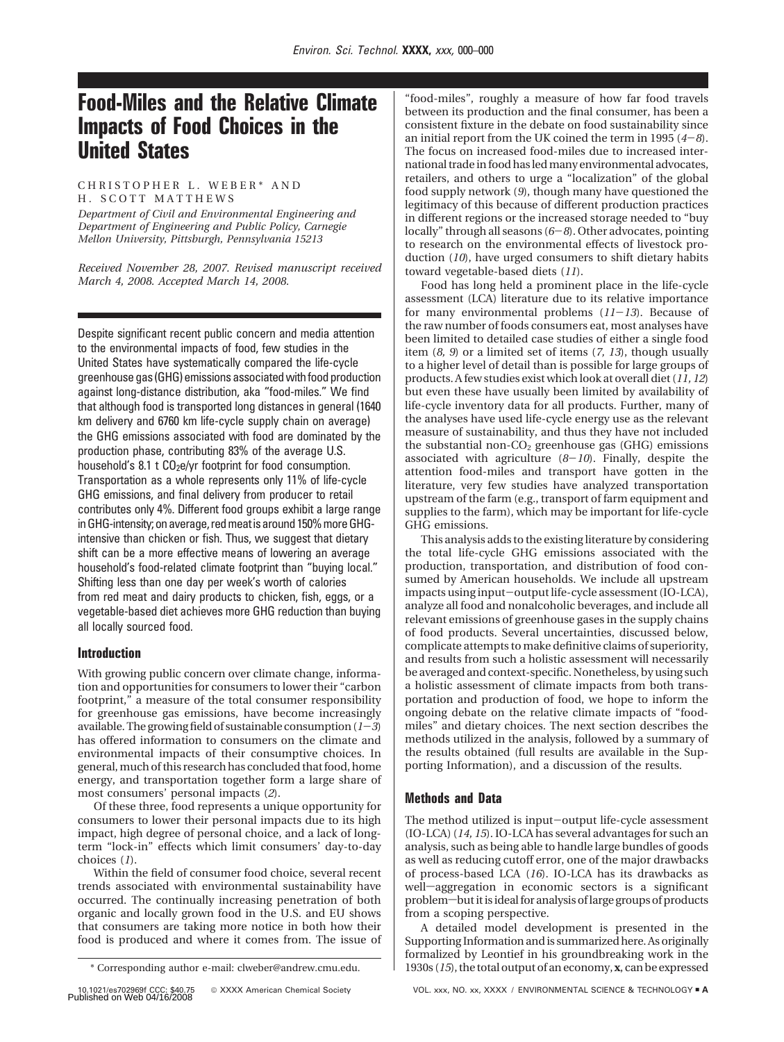# Food-Miles and the Relative Climate Impacts of Food Choices in the United States

CHRISTOPHER L. WEBER* AND H. SCOTT MATTHEWS

*Department of Civil and Environmental Engineering and Department of Engineering and Public Policy, Carnegie Mellon University, Pittsburgh, Pennsylvania 15213*

*Received November 28, 2007. Revised manuscript received March 4, 2008. Accepted March 14, 2008.*

Despite significant recent public concern and media attention to the environmental impacts of food, few studies in the United States have systematically compared the life-cycle greenhouse gas (GHG) emissions associated with food production against long-distance distribution, aka "food-miles." We find that although food is transported long distances in general (1640 km delivery and 6760 km life-cycle supply chain on average) the GHG emissions associated with food are dominated by the production phase, contributing 83% of the average U.S. household's 8.1 t $CO_2e$/yr footprint for food consumption. Transportation as a whole represents only 11% of life-cycle GHG emissions, and final delivery from producer to retail contributes only 4%. Different food groups exhibit a large range in GHG-intensity; on average, red meat is around 150% more GHG-intensive than chicken or fish. Thus, we suggest that dietary shift can be a more effective means of lowering an average household's food-related climate footprint than "buying local." Shifting less than one day per week's worth of calories from red meat and dairy products to chicken, fish, eggs, or a vegetable-based diet achieves more GHG reduction than buying all locally sourced food.

## Introduction

With growing public concern over climate change, information and opportunities for consumers to lower their "carbon footprint," a measure of the total consumer responsibility for greenhouse gas emissions, have become increasingly available. The growing field of sustainable consumption (*1–3*) has offered information to consumers on the climate and environmental impacts of their consumptive choices. In general, much of this research has concluded that food, home energy, and transportation together form a large share of most consumers' personal impacts (*2*).

Of these three, food represents a unique opportunity for consumers to lower their personal impacts due to its high impact, high degree of personal choice, and a lack of long-term "lock-in" effects which limit consumers' day-to-day choices (*1*).

Within the field of consumer food choice, several recent trends associated with environmental sustainability have occurred. The continually increasing penetration of both organic and locally grown food in the U.S. and EU shows that consumers are taking more notice in both how their food is produced and where it comes from. The issue of "food-miles", roughly a measure of how far food travels between its production and the final consumer, has been a consistent fixture in the debate on food sustainability since an initial report from the UK coined the term in 1995 (*4–8*). The focus on increased food-miles due to increased international trade in food has led many environmental advocates, retailers, and others to urge a "localization" of the global food supply network (*9*), though many have questioned the legitimacy of this because of different production practices in different regions or the increased storage needed to "buy locally" through all seasons (*6–8*). Other advocates, pointing to research on the environmental effects of livestock production (*10*), have urged consumers to shift dietary habits toward vegetable-based diets (*11*).

Food has long held a prominent place in the life-cycle assessment (LCA) literature due to its relative importance for many environmental problems (*11–13*). Because of the raw number of foods consumers eat, most analyses have been limited to detailed case studies of either a single food item (*8, 9*) or a limited set of items (*7, 13*), though usually to a higher level of detail than is possible for large groups of products. A few studies exist which look at overall diet (*11, 12*) but even these have usually been limited by availability of life-cycle inventory data for all products. Further, many of the analyses have used life-cycle energy use as the relevant measure of sustainability, and thus they have not included the substantial non-$CO_2$ greenhouse gas (GHG) emissions associated with agriculture (*8–10*). Finally, despite the attention food-miles and transport have gotten in the literature, very few studies have analyzed transportation upstream of the farm (e.g., transport of farm equipment and supplies to the farm), which may be important for life-cycle GHG emissions.

This analysis adds to the existing literature by considering the total life-cycle GHG emissions associated with the production, transportation, and distribution of food consumed by American households. We include all upstream impacts using input–output life-cycle assessment (IO-LCA), analyze all food and nonalcoholic beverages, and include all relevant emissions of greenhouse gases in the supply chains of food products. Several uncertainties, discussed below, complicate attempts to make definitive claims of superiority, and results from such a holistic assessment will necessarily be averaged and context-specific. Nonetheless, by using such a holistic assessment of climate impacts from both transportation and production of food, we hope to inform the ongoing debate on the relative climate impacts of "food-miles" and dietary choices. The next section describes the methods utilized in the analysis, followed by a summary of the results obtained (full results are available in the Supporting Information), and a discussion of the results.

## Methods and Data

The method utilized is input–output life-cycle assessment (IO-LCA) (*14, 15*). IO-LCA has several advantages for such an analysis, such as being able to handle large bundles of goods as well as reducing cutoff error, one of the major drawbacks of process-based LCA (*16*). IO-LCA has its drawbacks as well—aggregation in economic sectors is a significant problem—but it is ideal for analysis of large groups of products from a scoping perspective.

A detailed model development is presented in the Supporting Information and is summarized here. As originally formalized by Leontief in his groundbreaking work in the 1930s (*15*), the total output of an economy, **x**, can be expressed

\* Corresponding author e-mail: clweber@andrew.cmu.edu.

10.1021/es702969f CCC: $40.75 © XXXX American Chemical Society
Published on Web 04/16/2008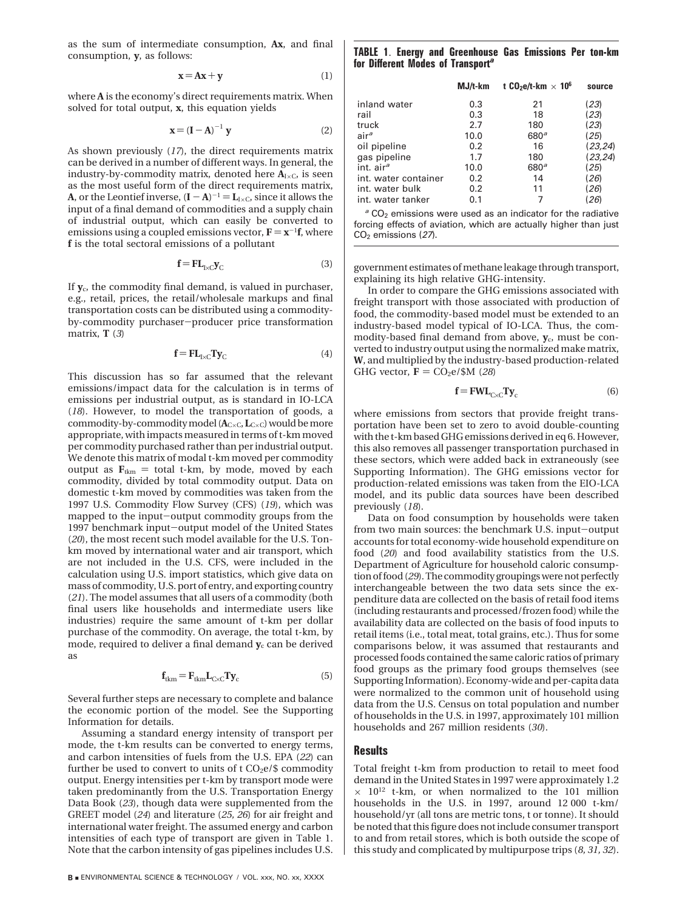as the sum of intermediate consumption, **Ax**, and final consumption, **y**, as follows:

$$\mathbf{x} = \mathbf{A}\mathbf{x} + \mathbf{y} \quad (1)$$

where **A** is the economy's direct requirements matrix. When solved for total output, **x**, this equation yields

$$\mathbf{x} = (\mathbf{I} - \mathbf{A})^{-1}\,\mathbf{y} \quad (2)$$

As shown previously (*17*), the direct requirements matrix can be derived in a number of different ways. In general, the industry-by-commodity matrix, denoted here $\mathbf{A}_{I\times C}$, is seen as the most useful form of the direct requirements matrix, **A**, or the Leontief inverse, $(\mathbf{I} - \mathbf{A})^{-1} = \mathbf{L}_{I\times C}$, since it allows the input of a final demand of commodities and a supply chain of industrial output, which can easily be converted to emissions using a coupled emissions vector, $\mathbf{F} = \mathbf{x}^{-1}\mathbf{f}$, where **f** is the total sectoral emissions of a pollutant

$$\mathbf{f} = \mathbf{F}\mathbf{L}_{I\times C}\mathbf{y}_C \quad (3)$$

If $\mathbf{y}_c$, the commodity final demand, is valued in purchaser, e.g., retail, prices, the retail/wholesale markups and final transportation costs can be distributed using a commodity-by-commodity purchaser–producer price transformation matrix, **T** (*3*)

$$\mathbf{f} = \mathbf{F}\mathbf{L}_{I\times C}\mathbf{T}\mathbf{y}_C \quad (4)$$

This discussion has so far assumed that the relevant emissions/impact data for the calculation is in terms of emissions per industrial output, as is standard in IO-LCA (*18*). However, to model the transportation of goods, a commodity-by-commodity model ($\mathbf{A}_{C\times C}$, $\mathbf{L}_{C\times C}$) would be more appropriate, with impacts measured in terms of t-km moved per commodity purchased rather than per industrial output. We denote this matrix of modal t-km moved per commodity output as $\mathbf{F}_{tkm}$ = total t-km, by mode, moved by each commodity, divided by total commodity output. Data on domestic t-km moved by commodities was taken from the 1997 U.S. Commodity Flow Survey (CFS) (*19*), which was mapped to the input–output commodity groups from the 1997 benchmark input–output model of the United States (*20*), the most recent such model available for the U.S. Ton-km moved by international water and air transport, which are not included in the U.S. CFS, were included in the calculation using U.S. import statistics, which give data on mass of commodity, U.S. port of entry, and exporting country (*21*). The model assumes that all users of a commodity (both final users like households and intermediate users like industries) require the same amount of t-km per dollar purchase of the commodity. On average, the total t-km, by mode, required to deliver a final demand $\mathbf{y}_c$ can be derived as

$$\mathbf{f}_{tkm} = \mathbf{F}_{tkm}\mathbf{L}_{C\times C}\mathbf{T}\mathbf{y}_c \quad (5)$$

Several further steps are necessary to complete and balance the economic portion of the model. See the Supporting Information for details.

Assuming a standard energy intensity of transport per mode, the t-km results can be converted to energy terms, and carbon intensities of fuels from the U.S. EPA (*22*) can further be used to convert to units of t $CO_2$e/\$ commodity output. Energy intensities per t-km by transport mode were taken predominantly from the U.S. Transportation Energy Data Book (*23*), though data were supplemented from the GREET model (*24*) and literature (*25, 26*) for air freight and international water freight. The assumed energy and carbon intensities of each type of transport are given in Table 1. Note that the carbon intensity of gas pipelines includes U.S. government estimates of methane leakage through transport, explaining its high relative GHG-intensity.

**TABLE 1. Energy and Greenhouse Gas Emissions Per ton-km for Different Modes of Transport[a]**

| | MJ/t-km | t $CO_2$e/t-km × $10^6$ | source |
|---|---|---|---|
| inland water | 0.3 | 21 | (*23*) |
| rail | 0.3 | 18 | (*23*) |
| truck | 2.7 | 180 | (*23*) |
| air[a] | 10.0 | 680[a] | (*25*) |
| oil pipeline | 0.2 | 16 | (*23,24*) |
| gas pipeline | 1.7 | 180 | (*23,24*) |
| int. air[a] | 10.0 | 680[a] | (*25*) |
| int. water container | 0.2 | 14 | (*26*) |
| int. water bulk | 0.2 | 11 | (*26*) |
| int. water tanker | 0.1 | 7 | (*26*) |

[a] $CO_2$ emissions were used as an indicator for the radiative forcing effects of aviation, which are actually higher than just $CO_2$ emissions (*27*).

In order to compare the GHG emissions associated with freight transport with those associated with production of food, the commodity-based model must be extended to an industry-based model typical of IO-LCA. Thus, the commodity-based final demand from above, $\mathbf{y}_c$, must be converted to industry output using the normalized make matrix, **W**, and multiplied by the industry-based production-related GHG vector, $\mathbf{F} = CO_2$e/\$M (*28*)

$$\mathbf{f} = \mathbf{F}\mathbf{W}\mathbf{L}_{C\times C}\mathbf{T}\mathbf{y}_c \quad (6)$$

where emissions from sectors that provide freight transportation have been set to zero to avoid double-counting with the t-km based GHG emissions derived in eq 6. However, this also removes all passenger transportation purchased in these sectors, which were added back in extraneously (see Supporting Information). The GHG emissions vector for production-related emissions was taken from the EIO-LCA model, and its public data sources have been described previously (*18*).

Data on food consumption by households were taken from two main sources: the benchmark U.S. input–output accounts for total economy-wide household expenditure on food (*20*) and food availability statistics from the U.S. Department of Agriculture for household caloric consumption of food (*29*). The commodity groupings were not perfectly interchangeable between the two data sets since the expenditure data are collected on the basis of retail food items (including restaurants and processed/frozen food) while the availability data are collected on the basis of food inputs to retail items (i.e., total meat, total grains, etc.). Thus for some comparisons below, it was assumed that restaurants and processed foods contained the same caloric ratios of primary food groups as the primary food groups themselves (see Supporting Information). Economy-wide and per-capita data were normalized to the common unit of household using data from the U.S. Census on total population and number of households in the U.S. in 1997, approximately 101 million households and 267 million residents (*30*).

## Results

Total freight t-km from production to retail to meet food demand in the United States in 1997 were approximately 1.2 × $10^{12}$ t-km, or when normalized to the 101 million households in the U.S. in 1997, around 12 000 t-km/household/yr (all tons are metric tons, t or tonne). It should be noted that this figure does not include consumer transport to and from retail stores, which is both outside the scope of this study and complicated by multipurpose trips (*8, 31, 32*).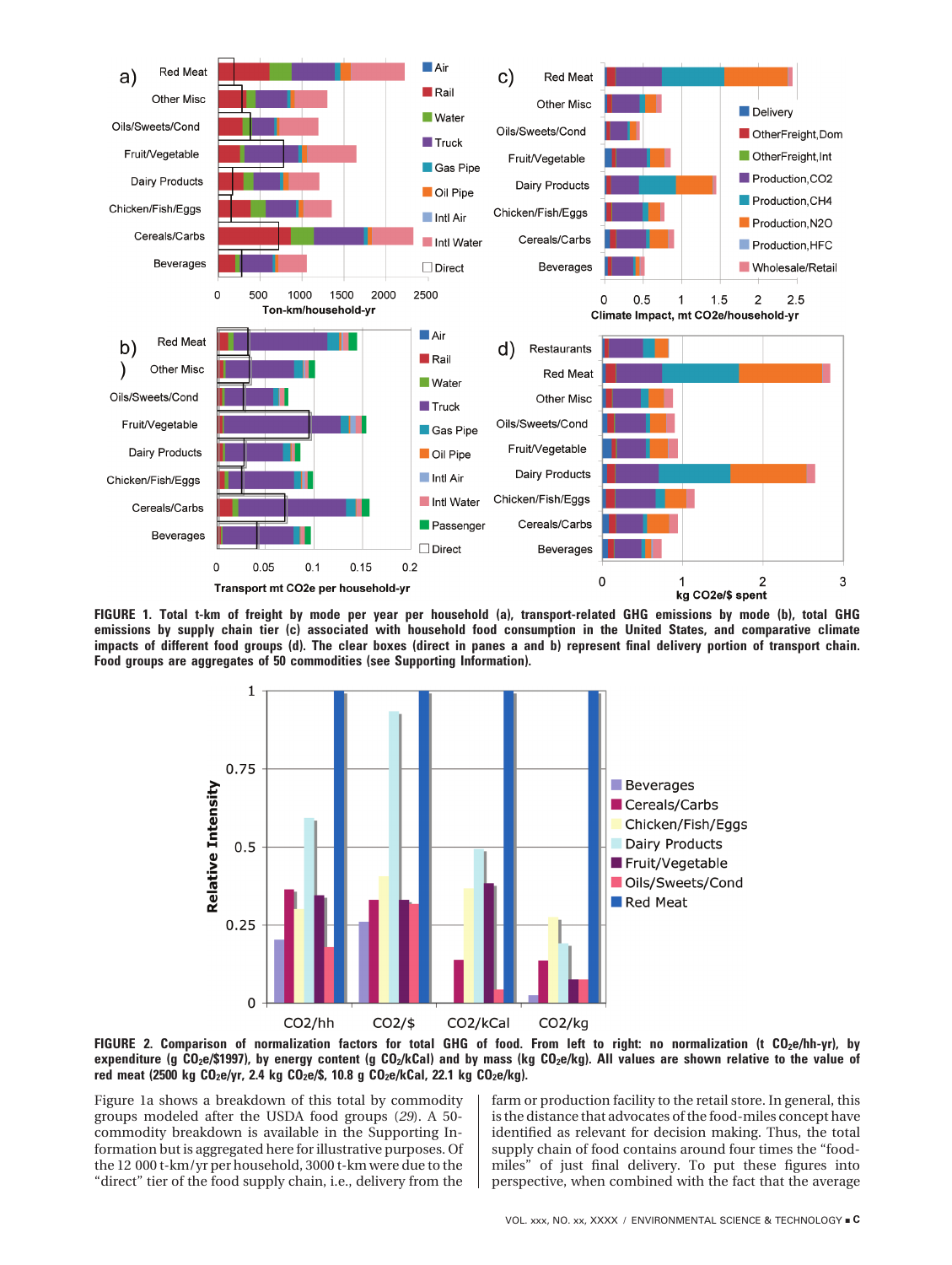**FIGURE 1. Total t-km of freight by mode per year per household (a), transport-related GHG emissions by mode (b), total GHG emissions by supply chain tier (c) associated with household food consumption in the United States, and comparative climate impacts of different food groups (d). The clear boxes (direct in panes a and b) represent final delivery portion of transport chain. Food groups are aggregates of 50 commodities (see Supporting Information).**

**FIGURE 2. Comparison of normalization factors for total GHG of food. From left to right: no normalization (t $CO_2e$/hh-yr), by expenditure (g $CO_2e$/\$1997), by energy content (g $CO_2$/kCal) and by mass (kg $CO_2e$/kg). All values are shown relative to the value of red meat (2500 kg $CO_2e$/yr, 2.4 kg $CO_2e$/\$, 10.8 g $CO_2e$/kCal, 22.1 kg $CO_2e$/kg).**

Figure 1a shows a breakdown of this total by commodity groups modeled after the USDA food groups (29). A 50-commodity breakdown is available in the Supporting Information but is aggregated here for illustrative purposes. Of the 12 000 t-km/yr per household, 3000 t-km were due to the "direct" tier of the food supply chain, i.e., delivery from the farm or production facility to the retail store. In general, this is the distance that advocates of the food-miles concept have identified as relevant for decision making. Thus, the total supply chain of food contains around four times the "food-miles" of just final delivery. To put these figures into perspective, when combined with the fact that the average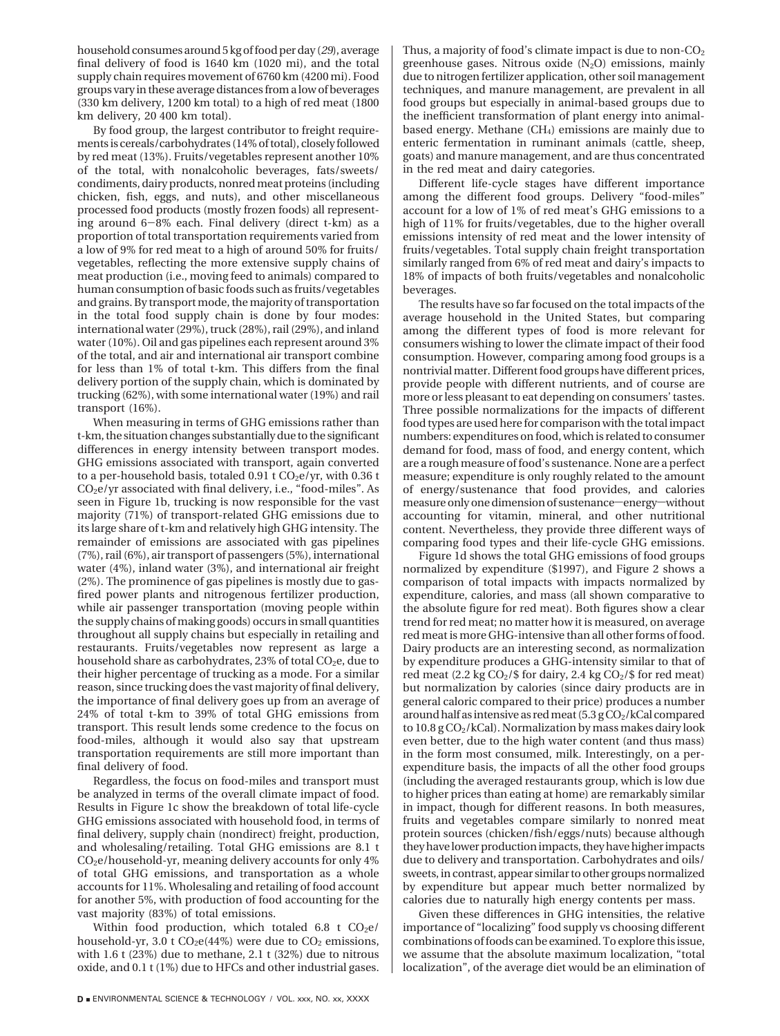household consumes around 5 kg of food per day (*29*), average final delivery of food is 1640 km (1020 mi), and the total supply chain requires movement of 6760 km (4200 mi). Food groups vary in these average distances from a low of beverages (330 km delivery, 1200 km total) to a high of red meat (1800 km delivery, 20 400 km total).

By food group, the largest contributor to freight requirements is cereals/carbohydrates (14% of total), closely followed by red meat (13%). Fruits/vegetables represent another 10% of the total, with nonalcoholic beverages, fats/sweets/condiments, dairy products, nonred meat proteins (including chicken, fish, eggs, and nuts), and other miscellaneous processed food products (mostly frozen foods) all representing around 6−8% each. Final delivery (direct t-km) as a proportion of total transportation requirements varied from a low of 9% for red meat to a high of around 50% for fruits/vegetables, reflecting the more extensive supply chains of meat production (i.e., moving feed to animals) compared to human consumption of basic foods such as fruits/vegetables and grains. By transport mode, the majority of transportation in the total food supply chain is done by four modes: international water (29%), truck (28%), rail (29%), and inland water (10%). Oil and gas pipelines each represent around 3% of the total, and air and international air transport combine for less than 1% of total t-km. This differs from the final delivery portion of the supply chain, which is dominated by trucking (62%), with some international water (19%) and rail transport (16%).

When measuring in terms of GHG emissions rather than t-km, the situation changes substantially due to the significant differences in energy intensity between transport modes. GHG emissions associated with transport, again converted to a per-household basis, totaled 0.91 t $CO_2$e/yr, with 0.36 t $CO_2$e/yr associated with final delivery, i.e., "food-miles". As seen in Figure 1b, trucking is now responsible for the vast majority (71%) of transport-related GHG emissions due to its large share of t-km and relatively high GHG intensity. The remainder of emissions are associated with gas pipelines (7%), rail (6%), air transport of passengers (5%), international water (4%), inland water (3%), and international air freight (2%). The prominence of gas pipelines is mostly due to gas-fired power plants and nitrogenous fertilizer production, while air passenger transportation (moving people within the supply chains of making goods) occurs in small quantities throughout all supply chains but especially in retailing and restaurants. Fruits/vegetables now represent as large a household share as carbohydrates, 23% of total $CO_2$e, due to their higher percentage of trucking as a mode. For a similar reason, since trucking does the vast majority of final delivery, the importance of final delivery goes up from an average of 24% of total t-km to 39% of total GHG emissions from transport. This result lends some credence to the focus on food-miles, although it would also say that upstream transportation requirements are still more important than final delivery of food.

Regardless, the focus on food-miles and transport must be analyzed in terms of the overall climate impact of food. Results in Figure 1c show the breakdown of total life-cycle GHG emissions associated with household food, in terms of final delivery, supply chain (nondirect) freight, production, and wholesaling/retailing. Total GHG emissions are 8.1 t $CO_2$e/household-yr, meaning delivery accounts for only 4% of total GHG emissions, and transportation as a whole accounts for 11%. Wholesaling and retailing of food account for another 5%, with production of food accounting for the vast majority (83%) of total emissions.

Within food production, which totaled 6.8 t $CO_2$e/household-yr, 3.0 t $CO_2$e(44%) were due to $CO_2$ emissions, with 1.6 t (23%) due to methane, 2.1 t (32%) due to nitrous oxide, and 0.1 t (1%) due to HFCs and other industrial gases. Thus, a majority of food's climate impact is due to non-$CO_2$ greenhouse gases. Nitrous oxide ($N_2O$) emissions, mainly due to nitrogen fertilizer application, other soil management techniques, and manure management, are prevalent in all food groups but especially in animal-based groups due to the inefficient transformation of plant energy into animal-based energy. Methane ($CH_4$) emissions are mainly due to enteric fermentation in ruminant animals (cattle, sheep, goats) and manure management, and are thus concentrated in the red meat and dairy categories.

Different life-cycle stages have different importance among the different food groups. Delivery "food-miles" account for a low of 1% of red meat's GHG emissions to a high of 11% for fruits/vegetables, due to the higher overall emissions intensity of red meat and the lower intensity of fruits/vegetables. Total supply chain freight transportation similarly ranged from 6% of red meat and dairy's impacts to 18% of impacts of both fruits/vegetables and nonalcoholic beverages.

The results have so far focused on the total impacts of the average household in the United States, but comparing among the different types of food is more relevant for consumers wishing to lower the climate impact of their food consumption. However, comparing among food groups is a nontrivial matter. Different food groups have different prices, provide people with different nutrients, and of course are more or less pleasant to eat depending on consumers' tastes. Three possible normalizations for the impacts of different food types are used here for comparison with the total impact numbers: expenditures on food, which is related to consumer demand for food, mass of food, and energy content, which are a rough measure of food's sustenance. None are a perfect measure; expenditure is only roughly related to the amount of energy/sustenance that food provides, and calories measure only one dimension of sustenance—energy—without accounting for vitamin, mineral, and other nutritional content. Nevertheless, they provide three different ways of comparing food types and their life-cycle GHG emissions.

Figure 1d shows the total GHG emissions of food groups normalized by expenditure (\$1997), and Figure 2 shows a comparison of total impacts with impacts normalized by expenditure, calories, and mass (all shown comparative to the absolute figure for red meat). Both figures show a clear trend for red meat; no matter how it is measured, on average red meat is more GHG-intensive than all other forms of food. Dairy products are an interesting second, as normalization by expenditure produces a GHG-intensity similar to that of red meat (2.2 kg $CO_2$/\$ for dairy, 2.4 kg $CO_2$/\$ for red meat) but normalization by calories (since dairy products are in general caloric compared to their price) produces a number around half as intensive as red meat (5.3 g $CO_2$/kCal compared to 10.8 g $CO_2$/kCal). Normalization by mass makes dairy look even better, due to the high water content (and thus mass) in the form most consumed, milk. Interestingly, on a per-expenditure basis, the impacts of all the other food groups (including the averaged restaurants group, which is low due to higher prices than eating at home) are remarkably similar in impact, though for different reasons. In both measures, fruits and vegetables compare similarly to nonred meat protein sources (chicken/fish/eggs/nuts) because although they have lower production impacts, they have higher impacts due to delivery and transportation. Carbohydrates and oils/sweets, in contrast, appear similar to other groups normalized by expenditure but appear much better normalized by calories due to naturally high energy contents per mass.

Given these differences in GHG intensities, the relative importance of "localizing" food supply vs choosing different combinations of foods can be examined. To explore this issue, we assume that the absolute maximum localization, "total localization", of the average diet would be an elimination of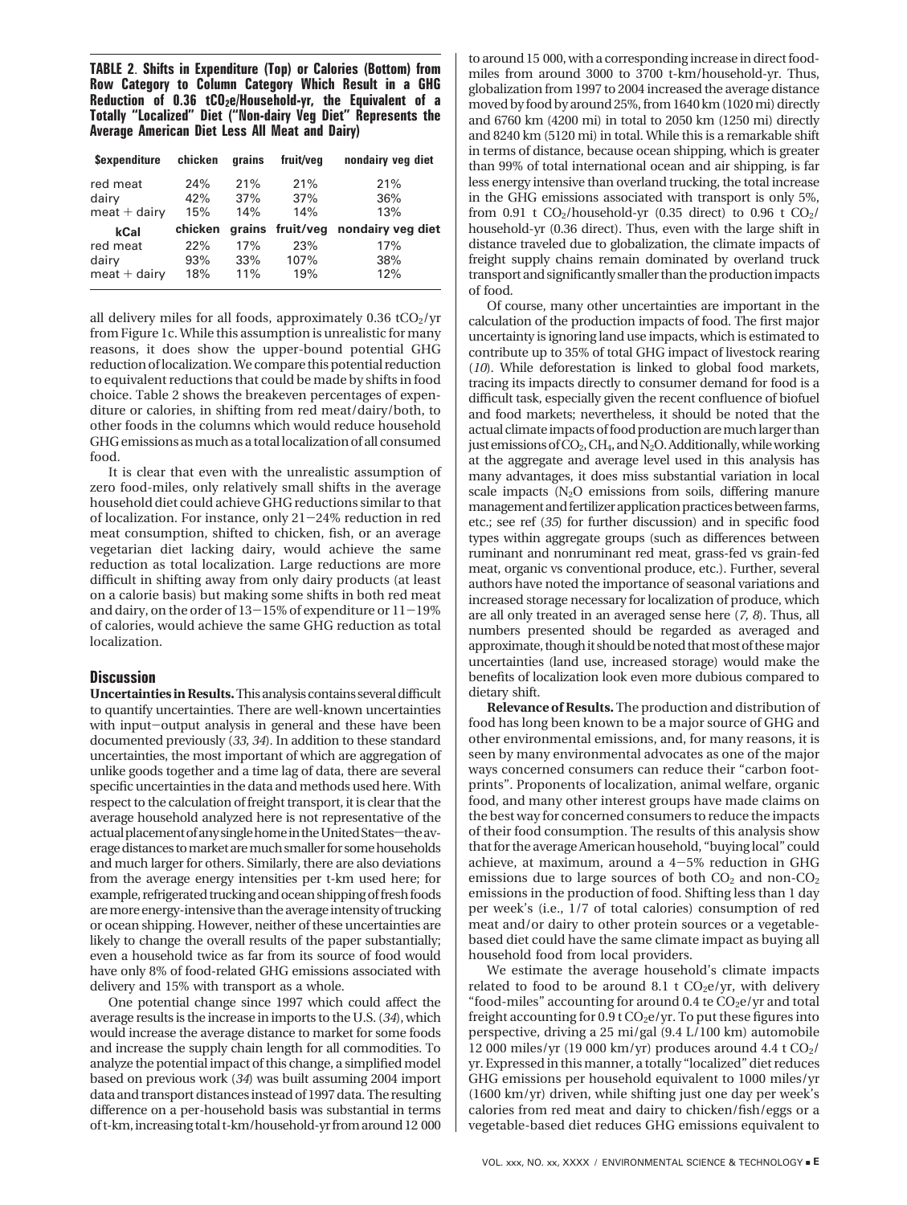**TABLE 2. Shifts in Expenditure (Top) or Calories (Bottom) from Row Category to Column Category Which Result in a GHG Reduction of 0.36 $tCO_2e$/Household-yr, the Equivalent of a Totally "Localized" Diet ("Non-dairy Veg Diet" Represents the Average American Diet Less All Meat and Dairy)**

| $expenditure | chicken | grains | fruit/veg | nondairy veg diet |
|---|---|---|---|---|
| red meat | 24% | 21% | 21% | 21% |
| dairy | 42% | 37% | 37% | 36% |
| meat + dairy | 15% | 14% | 14% | 13% |
| **kCal** | **chicken** | **grains** | **fruit/veg** | **nondairy veg diet** |
| red meat | 22% | 17% | 23% | 17% |
| dairy | 93% | 33% | 107% | 38% |
| meat + dairy | 18% | 11% | 19% | 12% |

all delivery miles for all foods, approximately 0.36 $tCO_2$/yr from Figure 1c. While this assumption is unrealistic for many reasons, it does show the upper-bound potential GHG reduction of localization. We compare this potential reduction to equivalent reductions that could be made by shifts in food choice. Table 2 shows the breakeven percentages of expenditure or calories, in shifting from red meat/dairy/both, to other foods in the columns which would reduce household GHG emissions as much as a total localization of all consumed food.

It is clear that even with the unrealistic assumption of zero food-miles, only relatively small shifts in the average household diet could achieve GHG reductions similar to that of localization. For instance, only 21−24% reduction in red meat consumption, shifted to chicken, fish, or an average vegetarian diet lacking dairy, would achieve the same reduction as total localization. Large reductions are more difficult in shifting away from only dairy products (at least on a calorie basis) but making some shifts in both red meat and dairy, on the order of 13−15% of expenditure or 11−19% of calories, would achieve the same GHG reduction as total localization.

## Discussion

**Uncertainties in Results.** This analysis contains several difficult to quantify uncertainties. There are well-known uncertainties with input−output analysis in general and these have been documented previously (*33, 34*). In addition to these standard uncertainties, the most important of which are aggregation of unlike goods together and a time lag of data, there are several specific uncertainties in the data and methods used here. With respect to the calculation of freight transport, it is clear that the average household analyzed here is not representative of the actual placement of any single home in the United States—the average distances to market are much smaller for some households and much larger for others. Similarly, there are also deviations from the average energy intensities per t-km used here; for example, refrigerated trucking and ocean shipping of fresh foods are more energy-intensive than the average intensity of trucking or ocean shipping. However, neither of these uncertainties are likely to change the overall results of the paper substantially; even a household twice as far from its source of food would have only 8% of food-related GHG emissions associated with delivery and 15% with transport as a whole.

One potential change since 1997 which could affect the average results is the increase in imports to the U.S. (*34*), which would increase the average distance to market for some foods and increase the supply chain length for all commodities. To analyze the potential impact of this change, a simplified model based on previous work (*34*) was built assuming 2004 import data and transport distances instead of 1997 data. The resulting difference on a per-household basis was substantial in terms of t-km, increasing total t-km/household-yr from around 12 000 to around 15 000, with a corresponding increase in direct food-miles from around 3000 to 3700 t-km/household-yr. Thus, globalization from 1997 to 2004 increased the average distance moved by food by around 25%, from 1640 km (1020 mi) directly and 6760 km (4200 mi) in total to 2050 km (1250 mi) directly and 8240 km (5120 mi) in total. While this is a remarkable shift in terms of distance, because ocean shipping, which is greater than 99% of total international ocean and air shipping, is far less energy intensive than overland trucking, the total increase in the GHG emissions associated with transport is only 5%, from 0.91 t $CO_2$/household-yr (0.35 direct) to 0.96 t $CO_2$/household-yr (0.36 direct). Thus, even with the large shift in distance traveled due to globalization, the climate impacts of freight supply chains remain dominated by overland truck transport and significantly smaller than the production impacts of food.

Of course, many other uncertainties are important in the calculation of the production impacts of food. The first major uncertainty is ignoring land use impacts, which is estimated to contribute up to 35% of total GHG impact of livestock rearing (*10*). While deforestation is linked to global food markets, tracing its impacts directly to consumer demand for food is a difficult task, especially given the recent confluence of biofuel and food markets; nevertheless, it should be noted that the actual climate impacts of food production are much larger than just emissions of $CO_2$, $CH_4$, and $N_2O$. Additionally, while working at the aggregate and average level used in this analysis has many advantages, it does miss substantial variation in local scale impacts ($N_2O$ emissions from soils, differing manure management and fertilizer application practices between farms, etc.; see ref (*35*) for further discussion) and in specific food types within aggregate groups (such as differences between ruminant and nonruminant red meat, grass-fed vs grain-fed meat, organic vs conventional produce, etc.). Further, several authors have noted the importance of seasonal variations and increased storage necessary for localization of produce, which are all only treated in an averaged sense here (*7, 8*). Thus, all numbers presented should be regarded as averaged and approximate, though it should be noted that most of these major uncertainties (land use, increased storage) would make the benefits of localization look even more dubious compared to dietary shift.

**Relevance of Results.** The production and distribution of food has long been known to be a major source of GHG and other environmental emissions, and, for many reasons, it is seen by many environmental advocates as one of the major ways concerned consumers can reduce their "carbon footprints". Proponents of localization, animal welfare, organic food, and many other interest groups have made claims on the best way for concerned consumers to reduce the impacts of their food consumption. The results of this analysis show that for the average American household, "buying local" could achieve, at maximum, around a 4−5% reduction in GHG emissions due to large sources of both $CO_2$ and non-$CO_2$ emissions in the production of food. Shifting less than 1 day per week's (i.e., 1/7 of total calories) consumption of red meat and/or dairy to other protein sources or a vegetable-based diet could have the same climate impact as buying all household food from local providers.

We estimate the average household's climate impacts related to food to be around 8.1 t $CO_2e$/yr, with delivery "food-miles" accounting for around 0.4 te $CO_2e$/yr and total freight accounting for 0.9 t $CO_2e$/yr. To put these figures into perspective, driving a 25 mi/gal (9.4 L/100 km) automobile 12 000 miles/yr (19 000 km/yr) produces around 4.4 t $CO_2$/yr. Expressed in this manner, a totally "localized" diet reduces GHG emissions per household equivalent to 1000 miles/yr (1600 km/yr) driven, while shifting just one day per week's calories from red meat and dairy to chicken/fish/eggs or a vegetable-based diet reduces GHG emissions equivalent to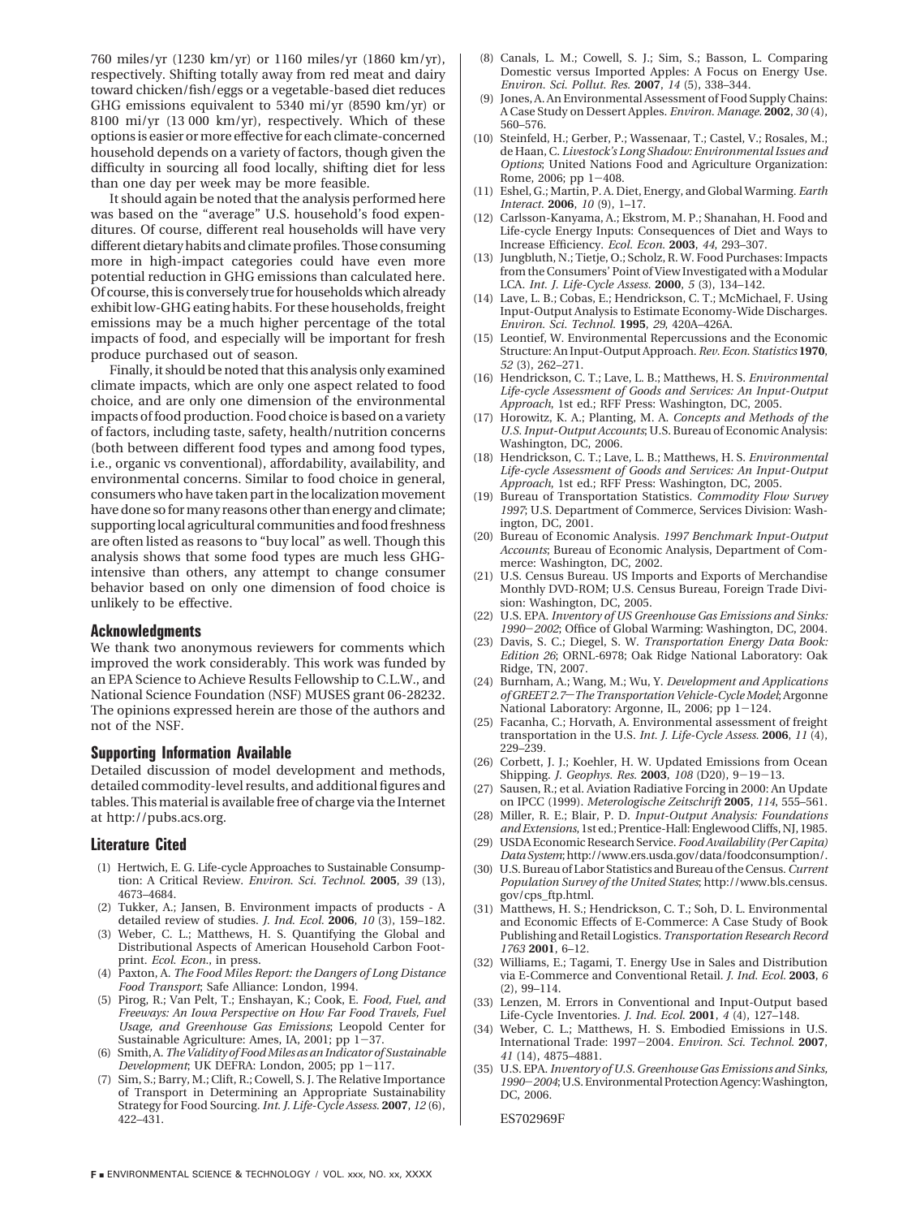760 miles/yr (1230 km/yr) or 1160 miles/yr (1860 km/yr), respectively. Shifting totally away from red meat and dairy toward chicken/fish/eggs or a vegetable-based diet reduces GHG emissions equivalent to 5340 mi/yr (8590 km/yr) or 8100 mi/yr (13 000 km/yr), respectively. Which of these options is easier or more effective for each climate-concerned household depends on a variety of factors, though given the difficulty in sourcing all food locally, shifting diet for less than one day per week may be more feasible.

It should again be noted that the analysis performed here was based on the "average" U.S. household's food expenditures. Of course, different real households will have very different dietary habits and climate profiles. Those consuming more in high-impact categories could have even more potential reduction in GHG emissions than calculated here. Of course, this is conversely true for households which already exhibit low-GHG eating habits. For these households, freight emissions may be a much higher percentage of the total impacts of food, and especially will be important for fresh produce purchased out of season.

Finally, it should be noted that this analysis only examined climate impacts, which are only one aspect related to food choice, and are only one dimension of the environmental impacts of food production. Food choice is based on a variety of factors, including taste, safety, health/nutrition concerns (both between different food types and among food types, i.e., organic vs conventional), affordability, availability, and environmental concerns. Similar to food choice in general, consumers who have taken part in the localization movement have done so for many reasons other than energy and climate; supporting local agricultural communities and food freshness are often listed as reasons to "buy local" as well. Though this analysis shows that some food types are much less GHG-intensive than others, any attempt to change consumer behavior based on only one dimension of food choice is unlikely to be effective.

## Acknowledgments

We thank two anonymous reviewers for comments which improved the work considerably. This work was funded by an EPA Science to Achieve Results Fellowship to C.L.W., and National Science Foundation (NSF) MUSES grant 06-28232. The opinions expressed herein are those of the authors and not of the NSF.

## Supporting Information Available

Detailed discussion of model development and methods, detailed commodity-level results, and additional figures and tables. This material is available free of charge via the Internet at http://pubs.acs.org.

## Literature Cited

(1) Hertwich, E. G. Life-cycle Approaches to Sustainable Consumption: A Critical Review. *Environ. Sci. Technol.* **2005**, *39* (13), 4673–4684.
(2) Tukker, A.; Jansen, B. Environment impacts of products - A detailed review of studies. *J. Ind. Ecol.* **2006**, *10* (3), 159–182.
(3) Weber, C. L.; Matthews, H. S. Quantifying the Global and Distributional Aspects of American Household Carbon Footprint. *Ecol. Econ.*, in press.
(4) Paxton, A. *The Food Miles Report: the Dangers of Long Distance Food Transport*; Safe Alliance: London, 1994.
(5) Pirog, R.; Van Pelt, T.; Enshayan, K.; Cook, E. *Food, Fuel, and Freeways: An Iowa Perspective on How Far Food Travels, Fuel Usage, and Greenhouse Gas Emissions*; Leopold Center for Sustainable Agriculture: Ames, IA, 2001; pp 1−37.
(6) Smith, A. *The Validity of Food Miles as an Indicator of Sustainable Development*; UK DEFRA: London, 2005; pp 1−117.
(7) Sim, S.; Barry, M.; Clift, R.; Cowell, S. J. The Relative Importance of Transport in Determining an Appropriate Sustainability Strategy for Food Sourcing. *Int. J. Life-Cycle Assess.* **2007**, *12* (6), 422–431.
(8) Canals, L. M.; Cowell, S. J.; Sim, S.; Basson, L. Comparing Domestic versus Imported Apples: A Focus on Energy Use. *Environ. Sci. Pollut. Res.* **2007**, *14* (5), 338–344.
(9) Jones, A. An Environmental Assessment of Food Supply Chains: A Case Study on Dessert Apples. *Environ. Manage.* **2002**, *30* (4), 560–576.
(10) Steinfeld, H.; Gerber, P.; Wassenaar, T.; Castel, V.; Rosales, M.; de Haan, C. *Livestock's Long Shadow: Environmental Issues and Options*; United Nations Food and Agriculture Organization: Rome, 2006; pp 1−408.
(11) Eshel, G.; Martin, P. A. Diet, Energy, and Global Warming. *Earth Interact.* **2006**, *10* (9), 1–17.
(12) Carlsson-Kanyama, A.; Ekstrom, M. P.; Shanahan, H. Food and Life-cycle Energy Inputs: Consequences of Diet and Ways to Increase Efficiency. *Ecol. Econ.* **2003**, *44*, 293–307.
(13) Jungbluth, N.; Tietje, O.; Scholz, R. W. Food Purchases: Impacts from the Consumers' Point of View Investigated with a Modular LCA. *Int. J. Life-Cycle Assess.* **2000**, *5* (3), 134–142.
(14) Lave, L. B.; Cobas, E.; Hendrickson, C. T.; McMichael, F. Using Input-Output Analysis to Estimate Economy-Wide Discharges. *Environ. Sci. Technol.* **1995**, *29*, 420A–426A.
(15) Leontief, W. Environmental Repercussions and the Economic Structure: An Input-Output Approach. *Rev. Econ. Statistics* **1970**, *52* (3), 262–271.
(16) Hendrickson, C. T.; Lave, L. B.; Matthews, H. S. *Environmental Life-cycle Assessment of Goods and Services: An Input-Output Approach*, 1st ed.; RFF Press: Washington, DC, 2005.
(17) Horowitz, K. A.; Planting, M. A. *Concepts and Methods of the U.S. Input-Output Accounts*; U.S. Bureau of Economic Analysis: Washington, DC, 2006.
(18) Hendrickson, C. T.; Lave, L. B.; Matthews, H. S. *Environmental Life-cycle Assessment of Goods and Services: An Input-Output Approach*, 1st ed.; RFF Press: Washington, DC, 2005.
(19) Bureau of Transportation Statistics. *Commodity Flow Survey 1997*; U.S. Department of Commerce, Services Division: Washington, DC, 2001.
(20) Bureau of Economic Analysis. *1997 Benchmark Input-Output Accounts*; Bureau of Economic Analysis, Department of Commerce: Washington, DC, 2002.
(21) U.S. Census Bureau. US Imports and Exports of Merchandise Monthly DVD-ROM; U.S. Census Bureau, Foreign Trade Division: Washington, DC, 2005.
(22) U.S. EPA. *Inventory of US Greenhouse Gas Emissions and Sinks: 1990−2002*; Office of Global Warming: Washington, DC, 2004.
(23) Davis, S. C.; Diegel, S. W. *Transportation Energy Data Book: Edition 26*; ORNL-6978; Oak Ridge National Laboratory: Oak Ridge, TN, 2007.
(24) Burnham, A.; Wang, M.; Wu, Y. *Development and Applications of GREET 2.7−The Transportation Vehicle-Cycle Model*; Argonne National Laboratory: Argonne, IL, 2006; pp 1−124.
(25) Facanha, C.; Horvath, A. Environmental assessment of freight transportation in the U.S. *Int. J. Life-Cycle Assess.* **2006**, *11* (4), 229–239.
(26) Corbett, J. J.; Koehler, H. W. Updated Emissions from Ocean Shipping. *J. Geophys. Res.* **2003**, *108* (D20), 9−19−13.
(27) Sausen, R.; et al. Aviation Radiative Forcing in 2000: An Update on IPCC (1999). *Meterologische Zeitschrift* **2005**, *114*, 555–561.
(28) Miller, R. E.; Blair, P. D. *Input-Output Analysis: Foundations and Extensions*, 1st ed.; Prentice-Hall: Englewood Cliffs, NJ, 1985.
(29) USDA Economic Research Service. *Food Availability (Per Capita) Data System*; http://www.ers.usda.gov/data/foodconsumption/.
(30) U.S. Bureau of Labor Statistics and Bureau of the Census. *Current Population Survey of the United States*; http://www.bls.census.gov/cps_ftp.html.
(31) Matthews, H. S.; Hendrickson, C. T.; Soh, D. L. Environmental and Economic Effects of E-Commerce: A Case Study of Book Publishing and Retail Logistics. *Transportation Research Record 1763* **2001**, 6–12.
(32) Williams, E.; Tagami, T. Energy Use in Sales and Distribution via E-Commerce and Conventional Retail. *J. Ind. Ecol.* **2003**, *6* (2), 99–114.
(33) Lenzen, M. Errors in Conventional and Input-Output based Life-Cycle Inventories. *J. Ind. Ecol.* **2001**, *4* (4), 127–148.
(34) Weber, C. L.; Matthews, H. S. Embodied Emissions in U.S. International Trade: 1997−2004. *Environ. Sci. Technol.* **2007**, *41* (14), 4875–4881.
(35) U.S. EPA. *Inventory of U.S. Greenhouse Gas Emissions and Sinks, 1990−2004*; U.S. Environmental Protection Agency: Washington, DC, 2006.

ES702969F